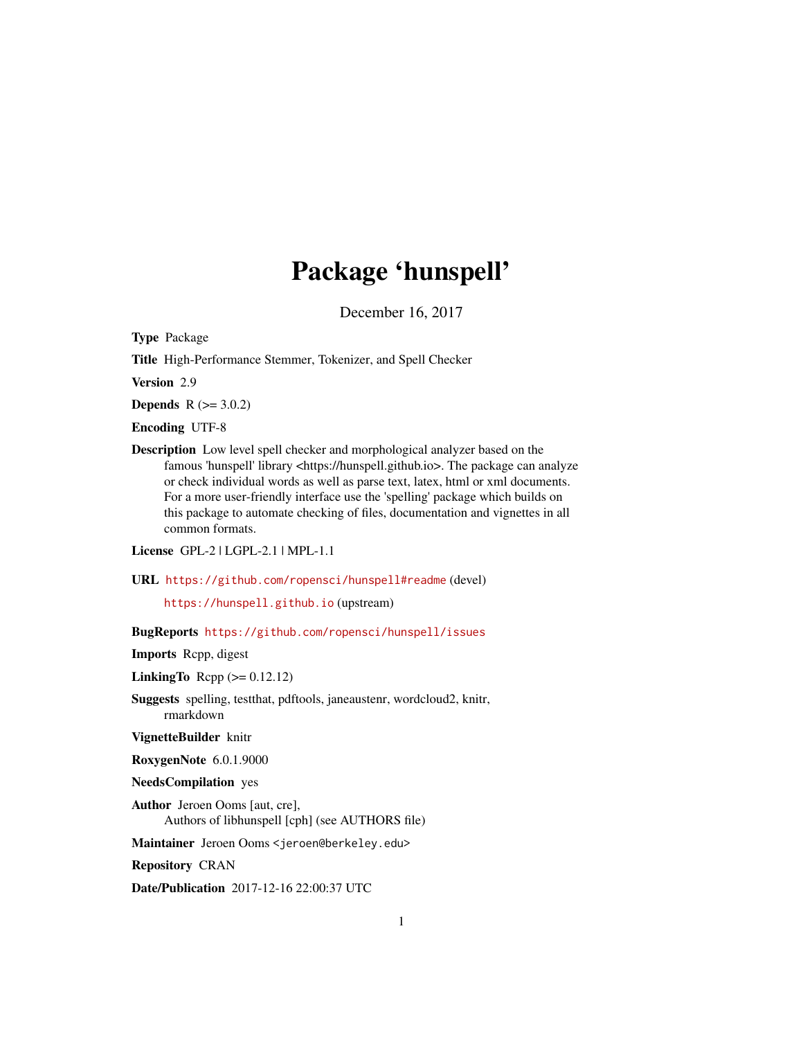# Package 'hunspell'

December 16, 2017

**Type** Package

**Title** High-Performance Stemmer, Tokenizer, and Spell Checker

**Version** 2.9

**Depends** R (>= 3.0.2)

**Encoding** UTF-8

**Description** Low level spell checker and morphological analyzer based on the famous 'hunspell' library <https://hunspell.github.io>. The package can analyze or check individual words as well as parse text, latex, html or xml documents. For a more user-friendly interface use the 'spelling' package which builds on this package to automate checking of files, documentation and vignettes in all common formats.

**License** GPL-2 | LGPL-2.1 | MPL-1.1

**URL** https://github.com/ropensci/hunspell#readme (devel)

https://hunspell.github.io (upstream)

**BugReports** https://github.com/ropensci/hunspell/issues

**Imports** Rcpp, digest

**LinkingTo** Rcpp (>= 0.12.12)

**Suggests** spelling, testthat, pdftools, janeaustenr, wordcloud2, knitr, rmarkdown

**VignetteBuilder** knitr

**RoxygenNote** 6.0.1.9000

**NeedsCompilation** yes

**Author** Jeroen Ooms [aut, cre], Authors of libhunspell [cph] (see AUTHORS file)

**Maintainer** Jeroen Ooms <jeroen@berkeley.edu>

**Repository** CRAN

**Date/Publication** 2017-12-16 22:00:37 UTC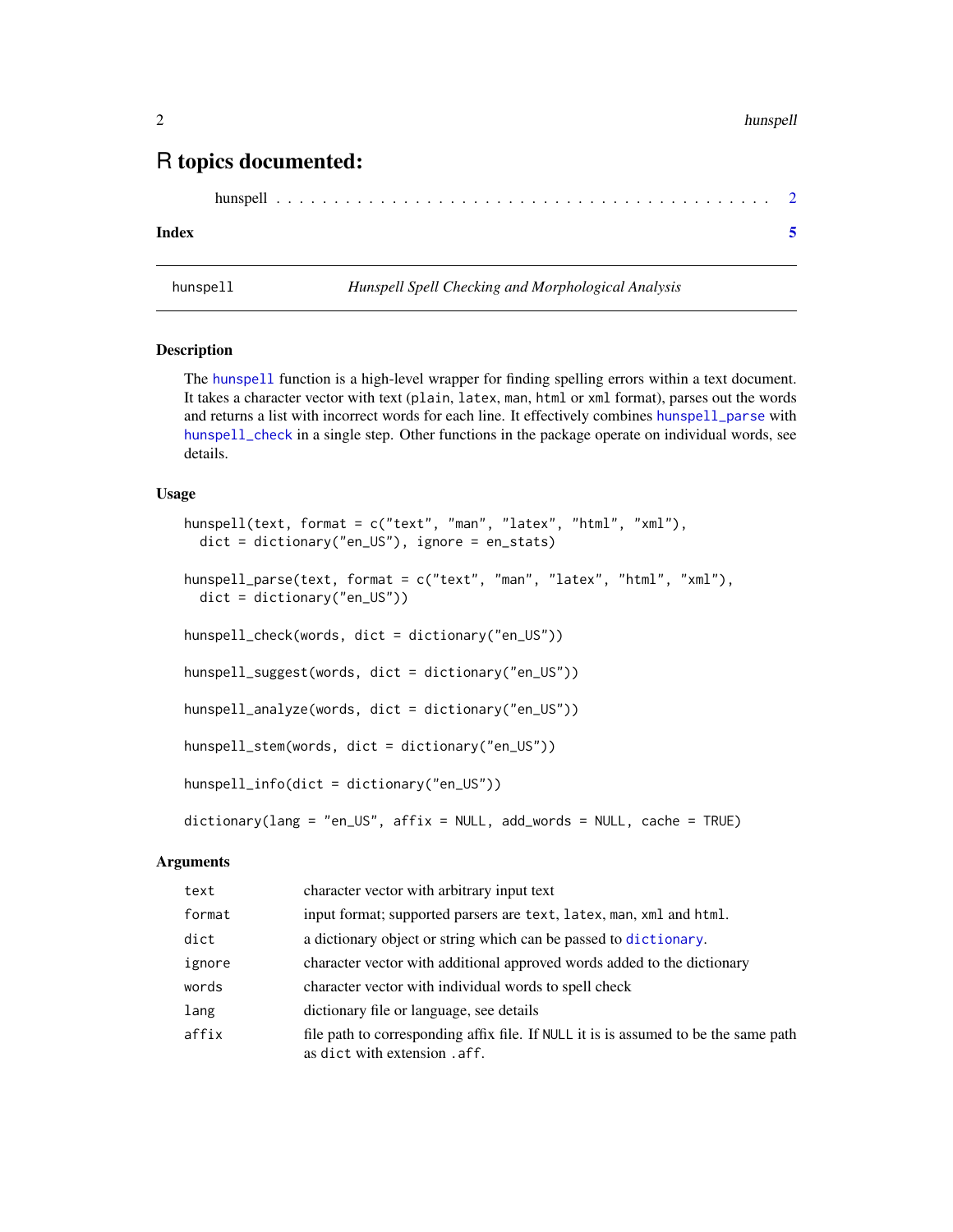# R topics documented:

hunspell . . . . . . . . . . . . . . . . . . . . . . . . . . . . . . . . . . . . . . . . . 2

**Index** 5

---

hunspell *Hunspell Spell Checking and Morphological Analysis*

---

## Description

The `hunspell` function is a high-level wrapper for finding spelling errors within a text document. It takes a character vector with text (`plain`, `latex`, `man`, `html` or `xml` format), parses out the words and returns a list with incorrect words for each line. It effectively combines `hunspell_parse` with `hunspell_check` in a single step. Other functions in the package operate on individual words, see details.

## Usage

```
hunspell(text, format = c("text", "man", "latex", "html", "xml"),
  dict = dictionary("en_US"), ignore = en_stats)

hunspell_parse(text, format = c("text", "man", "latex", "html", "xml"),
  dict = dictionary("en_US"))

hunspell_check(words, dict = dictionary("en_US"))

hunspell_suggest(words, dict = dictionary("en_US"))

hunspell_analyze(words, dict = dictionary("en_US"))

hunspell_stem(words, dict = dictionary("en_US"))

hunspell_info(dict = dictionary("en_US"))

dictionary(lang = "en_US", affix = NULL, add_words = NULL, cache = TRUE)
```

## Arguments

| | |
|---|---|
| `text` | character vector with arbitrary input text |
| `format` | input format; supported parsers are `text`, `latex`, `man`, `xml` and `html`. |
| `dict` | a dictionary object or string which can be passed to `dictionary`. |
| `ignore` | character vector with additional approved words added to the dictionary |
| `words` | character vector with individual words to spell check |
| `lang` | dictionary file or language, see details |
| `affix` | file path to corresponding affix file. If `NULL` it is is assumed to be the same path as `dict` with extension `.aff`. |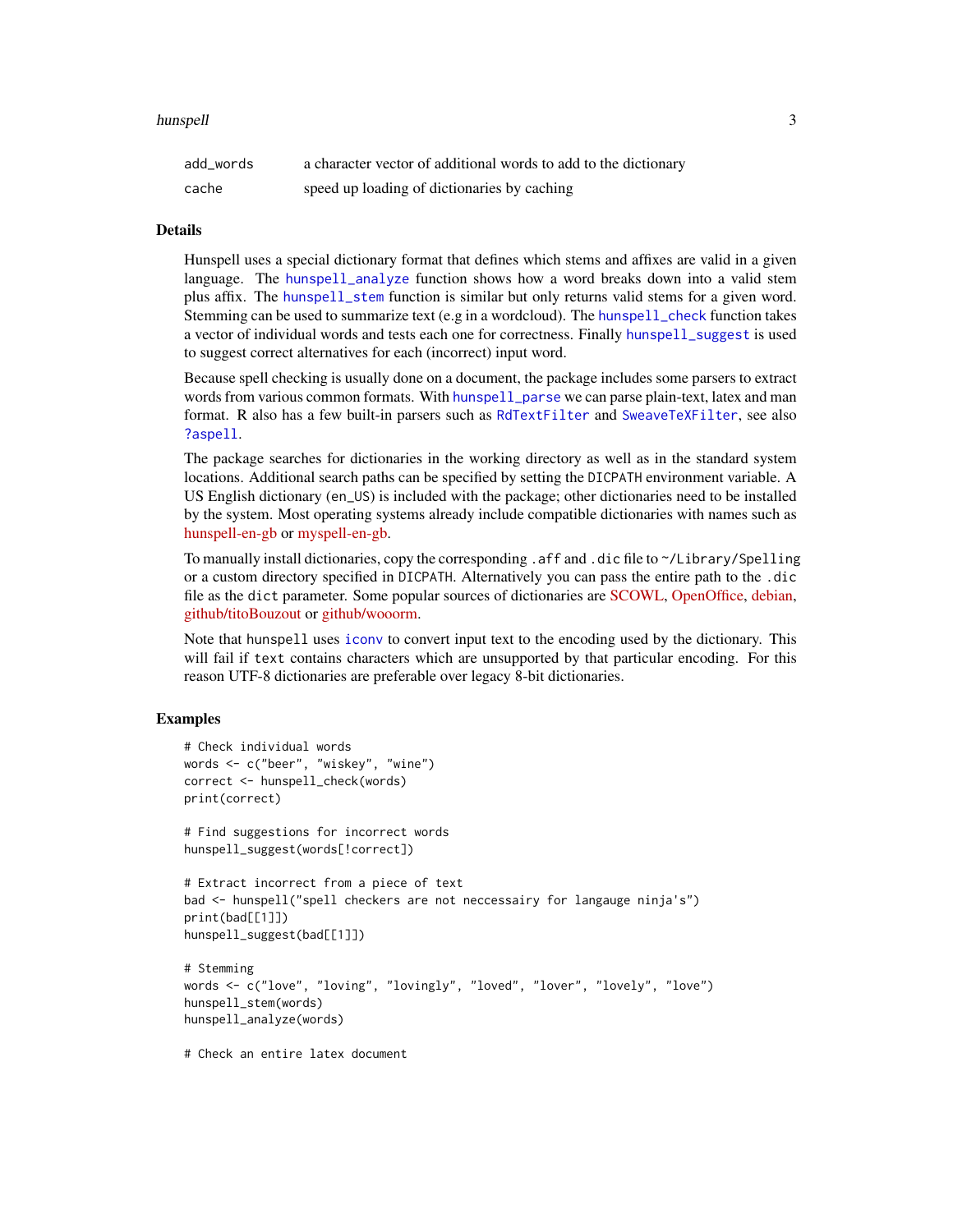| | |
|---|---|
| add_words | a character vector of additional words to add to the dictionary |
| cache | speed up loading of dictionaries by caching |

## Details

Hunspell uses a special dictionary format that defines which stems and affixes are valid in a given language. The hunspell_analyze function shows how a word breaks down into a valid stem plus affix. The hunspell_stem function is similar but only returns valid stems for a given word. Stemming can be used to summarize text (e.g in a wordcloud). The hunspell_check function takes a vector of individual words and tests each one for correctness. Finally hunspell_suggest is used to suggest correct alternatives for each (incorrect) input word.

Because spell checking is usually done on a document, the package includes some parsers to extract words from various common formats. With hunspell_parse we can parse plain-text, latex and man format. R also has a few built-in parsers such as RdTextFilter and SweaveTeXFilter, see also ?aspell.

The package searches for dictionaries in the working directory as well as in the standard system locations. Additional search paths can be specified by setting the DICPATH environment variable. A US English dictionary (en_US) is included with the package; other dictionaries need to be installed by the system. Most operating systems already include compatible dictionaries with names such as hunspell-en-gb or myspell-en-gb.

To manually install dictionaries, copy the corresponding .aff and .dic file to ~/Library/Spelling or a custom directory specified in DICPATH. Alternatively you can pass the entire path to the .dic file as the dict parameter. Some popular sources of dictionaries are SCOWL, OpenOffice, debian, github/titoBouzout or github/wooorm.

Note that hunspell uses iconv to convert input text to the encoding used by the dictionary. This will fail if text contains characters which are unsupported by that particular encoding. For this reason UTF-8 dictionaries are preferable over legacy 8-bit dictionaries.

## Examples

```
# Check individual words
words <- c("beer", "wiskey", "wine")
correct <- hunspell_check(words)
print(correct)

# Find suggestions for incorrect words
hunspell_suggest(words[!correct])

# Extract incorrect from a piece of text
bad <- hunspell("spell checkers are not neccessairy for langauge ninja's")
print(bad[[1]])
hunspell_suggest(bad[[1]])

# Stemming
words <- c("love", "loving", "lovingly", "loved", "lover", "lovely", "love")
hunspell_stem(words)
hunspell_analyze(words)

# Check an entire latex document
```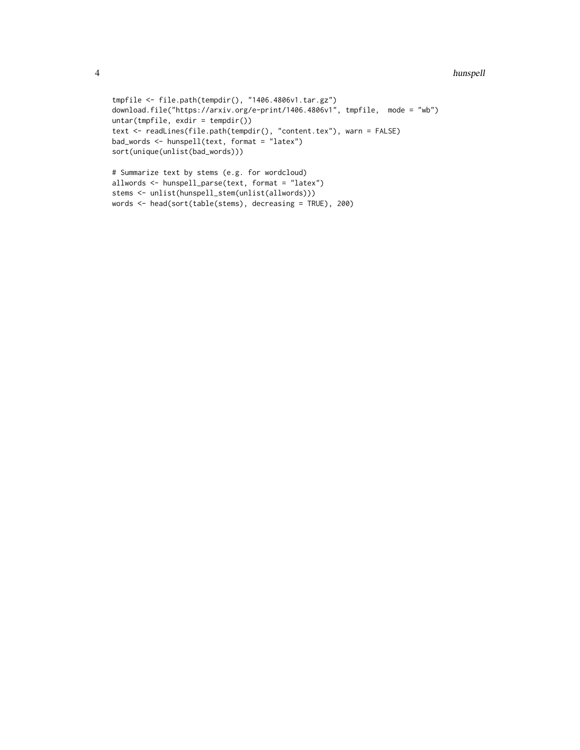```
tmpfile <- file.path(tempdir(), "1406.4806v1.tar.gz")
download.file("https://arxiv.org/e-print/1406.4806v1", tmpfile,  mode = "wb")
untar(tmpfile, exdir = tempdir())
text <- readLines(file.path(tempdir(), "content.tex"), warn = FALSE)
bad_words <- hunspell(text, format = "latex")
sort(unique(unlist(bad_words)))

# Summarize text by stems (e.g. for wordcloud)
allwords <- hunspell_parse(text, format = "latex")
stems <- unlist(hunspell_stem(unlist(allwords)))
words <- head(sort(table(stems), decreasing = TRUE), 200)
```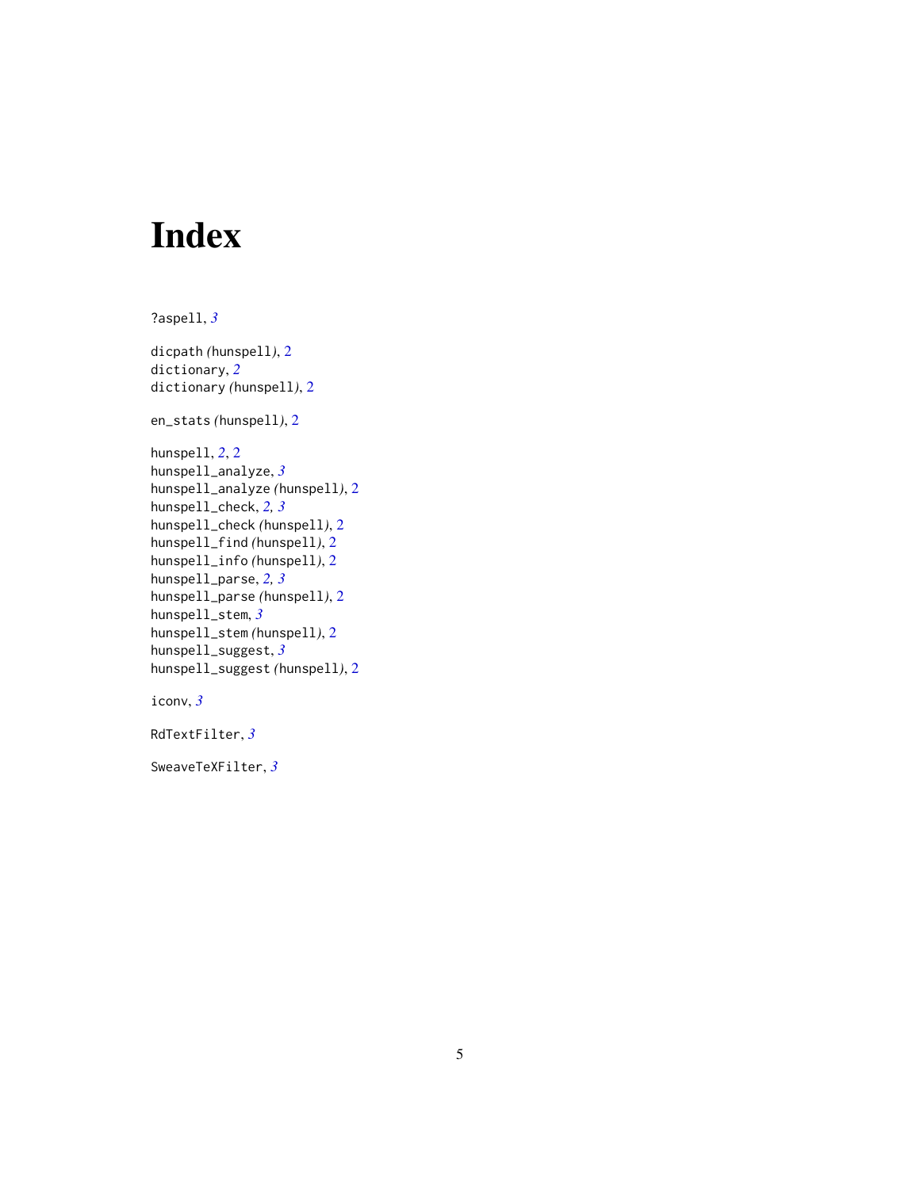# Index

?aspell, *3*

dicpath *(*hunspell*)*, 2
dictionary, *2*
dictionary *(*hunspell*)*, 2

en_stats *(*hunspell*)*, 2

hunspell, *2*, 2
hunspell_analyze, *3*
hunspell_analyze *(*hunspell*)*, 2
hunspell_check, *2, 3*
hunspell_check *(*hunspell*)*, 2
hunspell_find *(*hunspell*)*, 2
hunspell_info *(*hunspell*)*, 2
hunspell_parse, *2, 3*
hunspell_parse *(*hunspell*)*, 2
hunspell_stem, *3*
hunspell_stem *(*hunspell*)*, 2
hunspell_suggest, *3*
hunspell_suggest *(*hunspell*)*, 2

iconv, *3*

RdTextFilter, *3*

SweaveTeXFilter, *3*